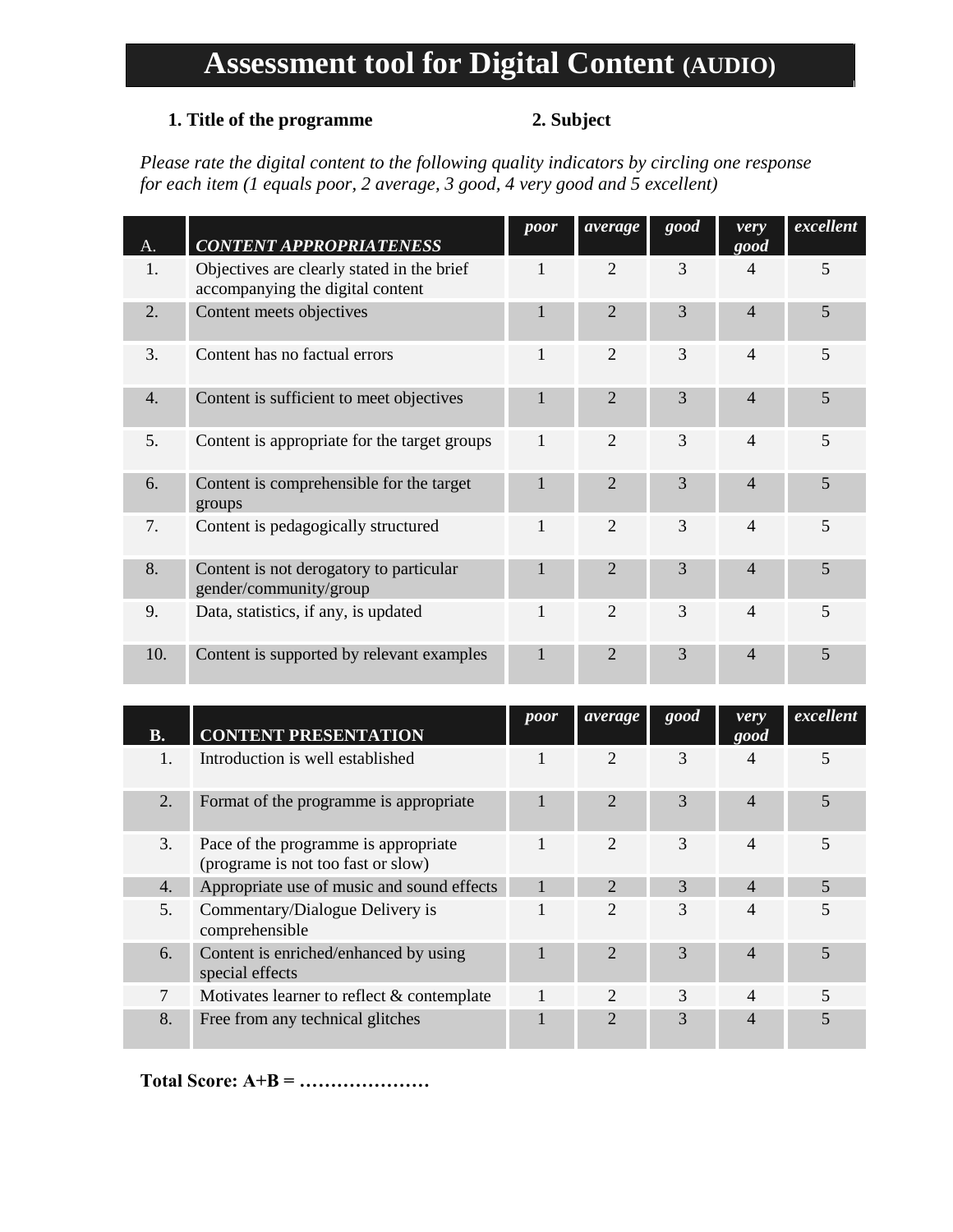# Assessment tool for Digital Content (AUDIO)

**1. Title of the programme** **2. Subject**

*Please rate the digital content to the following quality indicators by circling one response for each item (1 equals poor, 2 average, 3 good, 4 very good and 5 excellent)*

| A. | *CONTENT APPROPRIATENESS* | *poor* | *average* | *good* | *very good* | *excellent* |
|---|---|---|---|---|---|---|
| 1. | Objectives are clearly stated in the brief accompanying the digital content | 1 | 2 | 3 | 4 | 5 |
| 2. | Content meets objectives | 1 | 2 | 3 | 4 | 5 |
| 3. | Content has no factual errors | 1 | 2 | 3 | 4 | 5 |
| 4. | Content is sufficient to meet objectives | 1 | 2 | 3 | 4 | 5 |
| 5. | Content is appropriate for the target groups | 1 | 2 | 3 | 4 | 5 |
| 6. | Content is comprehensible for the target groups | 1 | 2 | 3 | 4 | 5 |
| 7. | Content is pedagogically structured | 1 | 2 | 3 | 4 | 5 |
| 8. | Content is not derogatory to particular gender/community/group | 1 | 2 | 3 | 4 | 5 |
| 9. | Data, statistics, if any, is updated | 1 | 2 | 3 | 4 | 5 |
| 10. | Content is supported by relevant examples | 1 | 2 | 3 | 4 | 5 |

| B. | CONTENT PRESENTATION | *poor* | *average* | *good* | *very good* | *excellent* |
|---|---|---|---|---|---|---|
| 1. | Introduction is well established | 1 | 2 | 3 | 4 | 5 |
| 2. | Format of the programme is appropriate | 1 | 2 | 3 | 4 | 5 |
| 3. | Pace of the programme is appropriate (programe is not too fast or slow) | 1 | 2 | 3 | 4 | 5 |
| 4. | Appropriate use of music and sound effects | 1 | 2 | 3 | 4 | 5 |
| 5. | Commentary/Dialogue Delivery is comprehensible | 1 | 2 | 3 | 4 | 5 |
| 6. | Content is enriched/enhanced by using special effects | 1 | 2 | 3 | 4 | 5 |
| 7 | Motivates learner to reflect & contemplate | 1 | 2 | 3 | 4 | 5 |
| 8. | Free from any technical glitches | 1 | 2 | 3 | 4 | 5 |

**Total Score: A+B = …………………**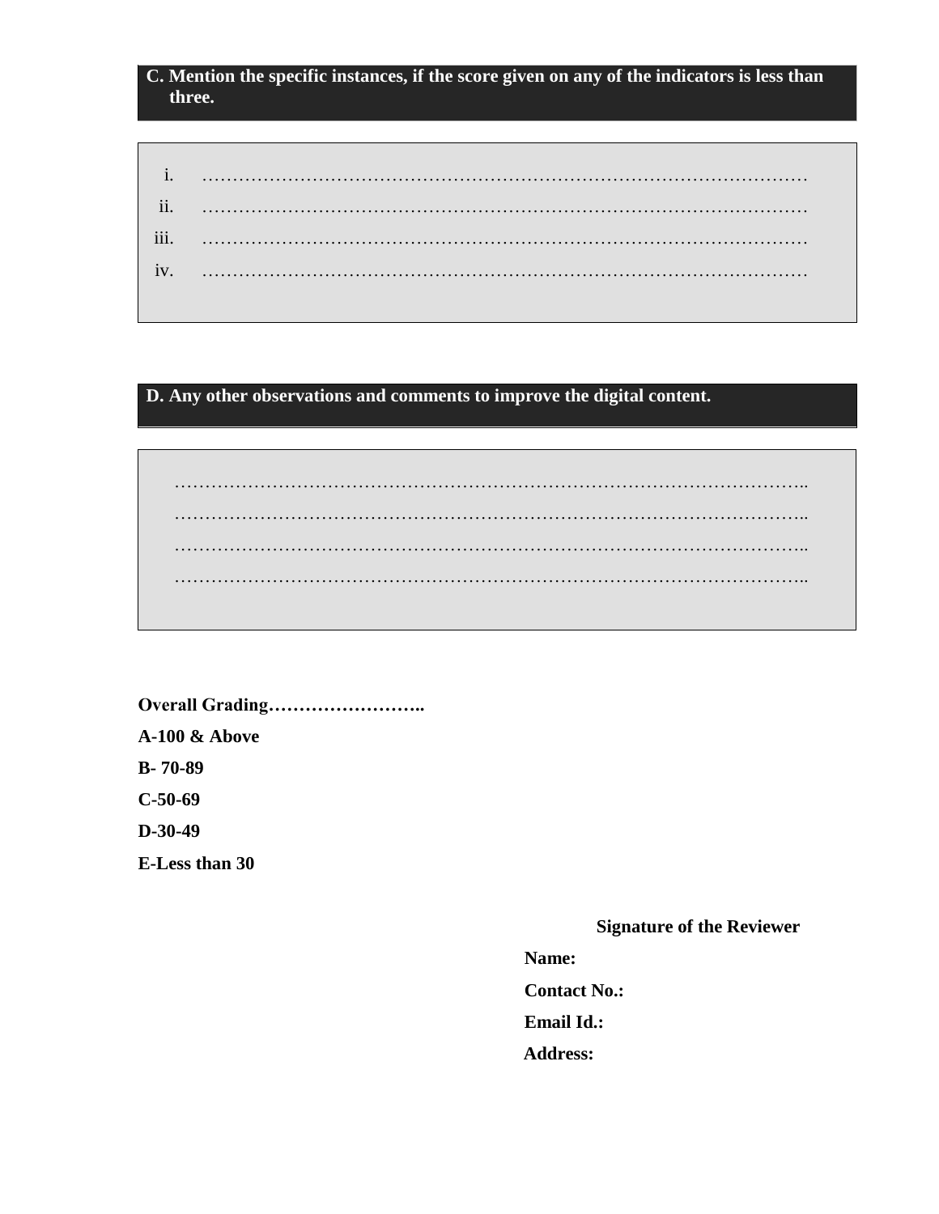## C. Mention the specific instances, if the score given on any of the indicators is less than three.

i. ………………………………………………………………………………………

ii. ………………………………………………………………………………………

iii. ………………………………………………………………………………………

iv. ………………………………………………………………………………………

## D. Any other observations and comments to improve the digital content.

………………………………………………………………………………………………..

………………………………………………………………………………………………..

………………………………………………………………………………………………..

………………………………………………………………………………………………..

**Overall Grading……………………..**

**A-100 & Above**

**B- 70-89**

**C-50-69**

**D-30-49**

**E-Less than 30**

**Signature of the Reviewer**

**Name:**

**Contact No.:**

**Email Id.:**

**Address:**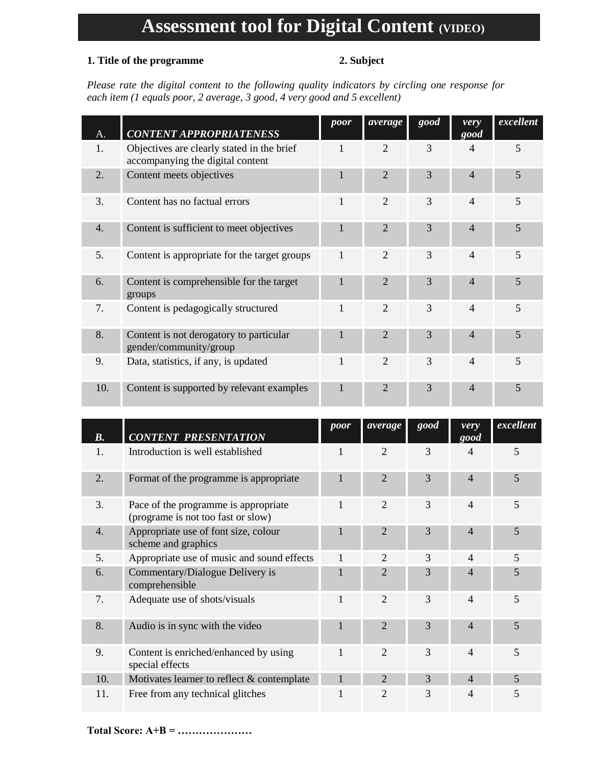# Assessment tool for Digital Content (VIDEO)

**1. Title of the programme** **2. Subject**

*Please rate the digital content to the following quality indicators by circling one response for each item (1 equals poor, 2 average, 3 good, 4 very good and 5 excellent)*

| A. | ***CONTENT APPROPRIATENESS*** | ***poor*** | ***average*** | ***good*** | ***very good*** | ***excellent*** |
|---|---|---|---|---|---|---|
| 1. | Objectives are clearly stated in the brief accompanying the digital content | 1 | 2 | 3 | 4 | 5 |
| 2. | Content meets objectives | 1 | 2 | 3 | 4 | 5 |
| 3. | Content has no factual errors | 1 | 2 | 3 | 4 | 5 |
| 4. | Content is sufficient to meet objectives | 1 | 2 | 3 | 4 | 5 |
| 5. | Content is appropriate for the target groups | 1 | 2 | 3 | 4 | 5 |
| 6. | Content is comprehensible for the target groups | 1 | 2 | 3 | 4 | 5 |
| 7. | Content is pedagogically structured | 1 | 2 | 3 | 4 | 5 |
| 8. | Content is not derogatory to particular gender/community/group | 1 | 2 | 3 | 4 | 5 |
| 9. | Data, statistics, if any, is updated | 1 | 2 | 3 | 4 | 5 |
| 10. | Content is supported by relevant examples | 1 | 2 | 3 | 4 | 5 |

| ***B.*** | ***CONTENT PRESENTATION*** | ***poor*** | ***average*** | ***good*** | ***very good*** | ***excellent*** |
|---|---|---|---|---|---|---|
| 1. | Introduction is well established | 1 | 2 | 3 | 4 | 5 |
| 2. | Format of the programme is appropriate | 1 | 2 | 3 | 4 | 5 |
| 3. | Pace of the programme is appropriate (programe is not too fast or slow) | 1 | 2 | 3 | 4 | 5 |
| 4. | Appropriate use of font size, colour scheme and graphics | 1 | 2 | 3 | 4 | 5 |
| 5. | Appropriate use of music and sound effects | 1 | 2 | 3 | 4 | 5 |
| 6. | Commentary/Dialogue Delivery is comprehensible | 1 | 2 | 3 | 4 | 5 |
| 7. | Adequate use of shots/visuals | 1 | 2 | 3 | 4 | 5 |
| 8. | Audio is in sync with the video | 1 | 2 | 3 | 4 | 5 |
| 9. | Content is enriched/enhanced by using special effects | 1 | 2 | 3 | 4 | 5 |
| 10. | Motivates learner to reflect & contemplate | 1 | 2 | 3 | 4 | 5 |
| 11. | Free from any technical glitches | 1 | 2 | 3 | 4 | 5 |

**Total Score: A+B = …………………**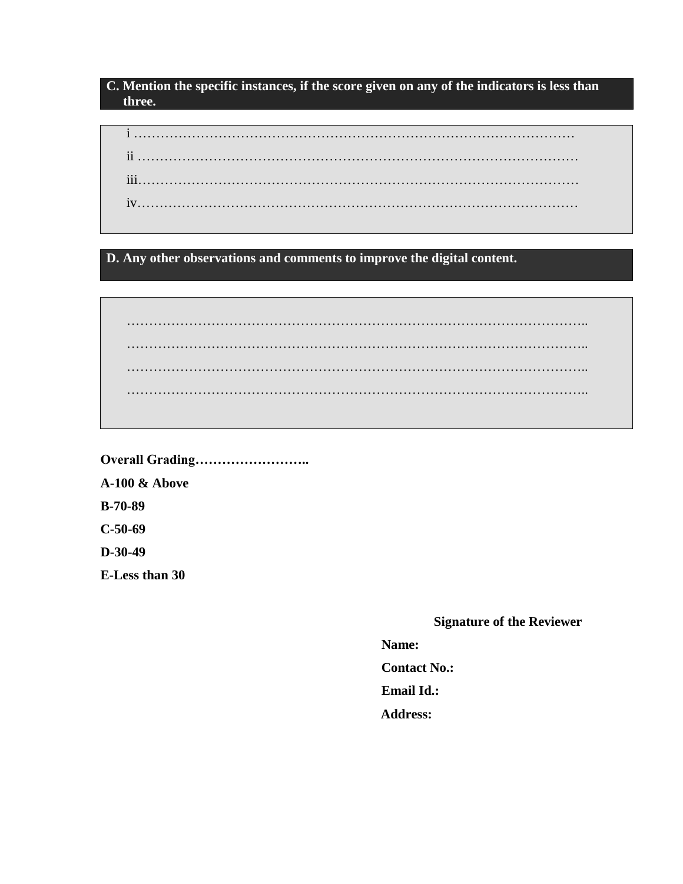**C. Mention the specific instances, if the score given on any of the indicators is less than three.**

i ……………………………………………………………………………………….

ii ……………………………………………………………………………………….

iii……………………………………………………………………………………….

iv……………………………………………………………………………………….

**D. Any other observations and comments to improve the digital content.**

…………………………………………………………………………………………..

…………………………………………………………………………………………..

…………………………………………………………………………………………..

…………………………………………………………………………………………..

**Overall Grading……………………..**

**A-100 & Above**

**B-70-89**

**C-50-69**

**D-30-49**

**E-Less than 30**

**Signature of the Reviewer**

**Name:**

**Contact No.:**

**Email Id.:**

**Address:**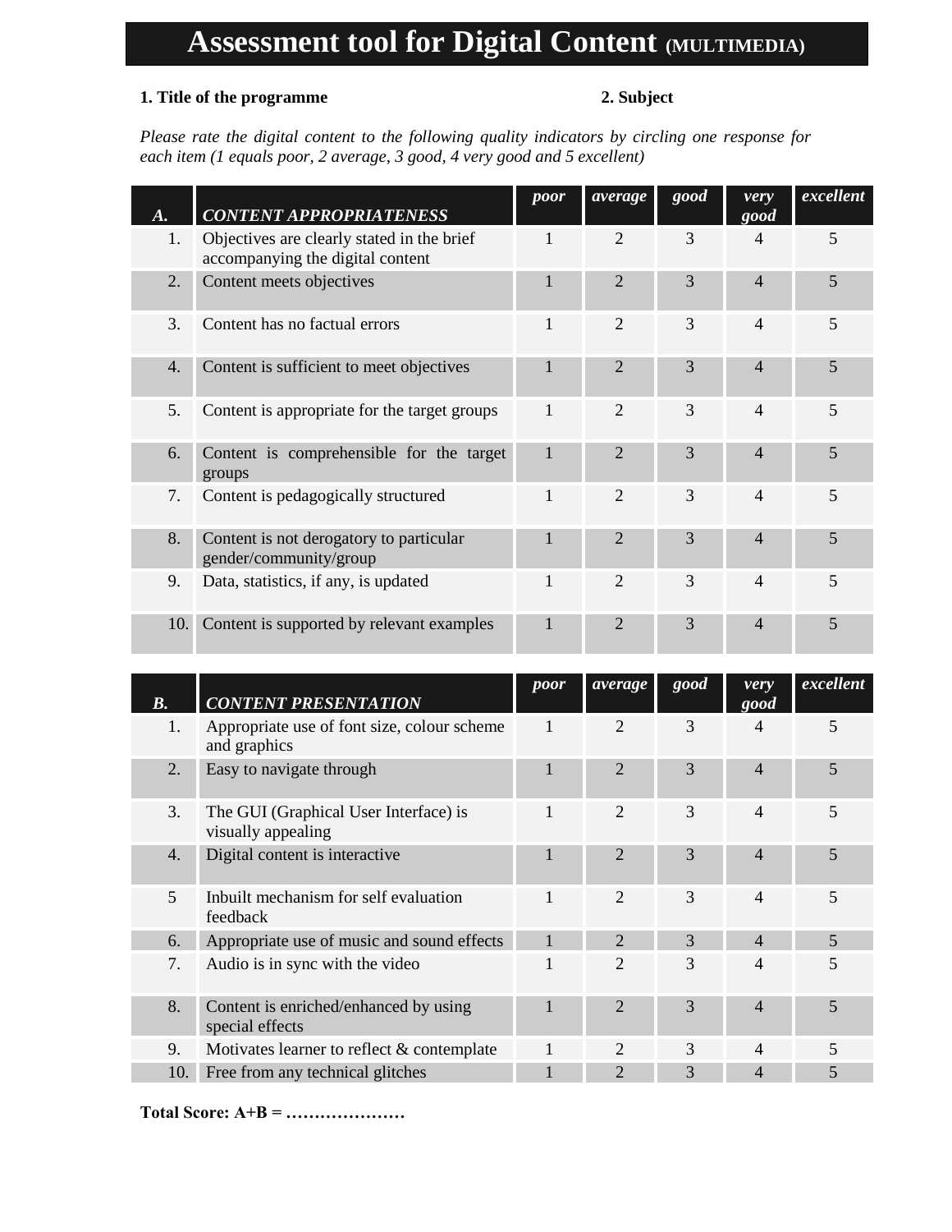# Assessment tool for Digital Content (MULTIMEDIA)

**1. Title of the programme** **2. Subject**

*Please rate the digital content to the following quality indicators by circling one response for each item (1 equals poor, 2 average, 3 good, 4 very good and 5 excellent)*

| ***A.*** | ***CONTENT APPROPRIATENESS*** | ***poor*** | ***average*** | ***good*** | ***very good*** | ***excellent*** |
|---|---|---|---|---|---|---|
| 1. | Objectives are clearly stated in the brief accompanying the digital content | 1 | 2 | 3 | 4 | 5 |
| 2. | Content meets objectives | 1 | 2 | 3 | 4 | 5 |
| 3. | Content has no factual errors | 1 | 2 | 3 | 4 | 5 |
| 4. | Content is sufficient to meet objectives | 1 | 2 | 3 | 4 | 5 |
| 5. | Content is appropriate for the target groups | 1 | 2 | 3 | 4 | 5 |
| 6. | Content is comprehensible for the target groups | 1 | 2 | 3 | 4 | 5 |
| 7. | Content is pedagogically structured | 1 | 2 | 3 | 4 | 5 |
| 8. | Content is not derogatory to particular gender/community/group | 1 | 2 | 3 | 4 | 5 |
| 9. | Data, statistics, if any, is updated | 1 | 2 | 3 | 4 | 5 |
| 10. | Content is supported by relevant examples | 1 | 2 | 3 | 4 | 5 |

| ***B.*** | ***CONTENT PRESENTATION*** | ***poor*** | ***average*** | ***good*** | ***very good*** | ***excellent*** |
|---|---|---|---|---|---|---|
| 1. | Appropriate use of font size, colour scheme and graphics | 1 | 2 | 3 | 4 | 5 |
| 2. | Easy to navigate through | 1 | 2 | 3 | 4 | 5 |
| 3. | The GUI (Graphical User Interface) is visually appealing | 1 | 2 | 3 | 4 | 5 |
| 4. | Digital content is interactive | 1 | 2 | 3 | 4 | 5 |
| 5 | Inbuilt mechanism for self evaluation feedback | 1 | 2 | 3 | 4 | 5 |
| 6. | Appropriate use of music and sound effects | 1 | 2 | 3 | 4 | 5 |
| 7. | Audio is in sync with the video | 1 | 2 | 3 | 4 | 5 |
| 8. | Content is enriched/enhanced by using special effects | 1 | 2 | 3 | 4 | 5 |
| 9. | Motivates learner to reflect & contemplate | 1 | 2 | 3 | 4 | 5 |
| 10. | Free from any technical glitches | 1 | 2 | 3 | 4 | 5 |

**Total Score: A+B = …………………**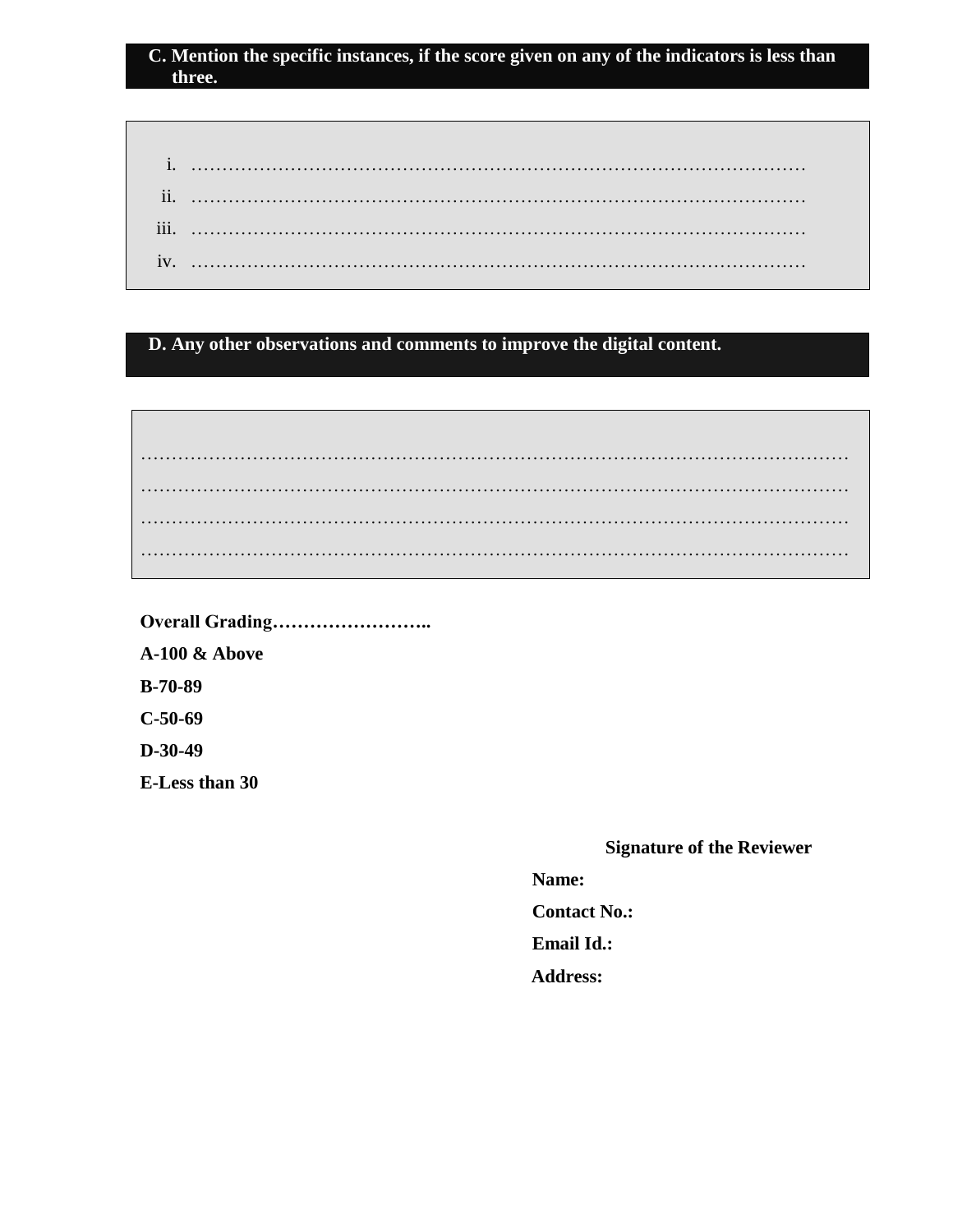**C. Mention the specific instances, if the score given on any of the indicators is less than three.**

i. ……………………………………………………………………………………

ii. ……………………………………………………………………………………

iii. ……………………………………………………………………………………

iv. ……………………………………………………………………………………

**D. Any other observations and comments to improve the digital content.**

…………………………………………………………………………………………………………

…………………………………………………………………………………………………………

…………………………………………………………………………………………………………

…………………………………………………………………………………………………………

**Overall Grading……………………..**

**A-100 & Above**

**B-70-89**

**C-50-69**

**D-30-49**

**E-Less than 30**

**Signature of the Reviewer**

**Name:**

**Contact No.:**

**Email Id.:**

**Address:**